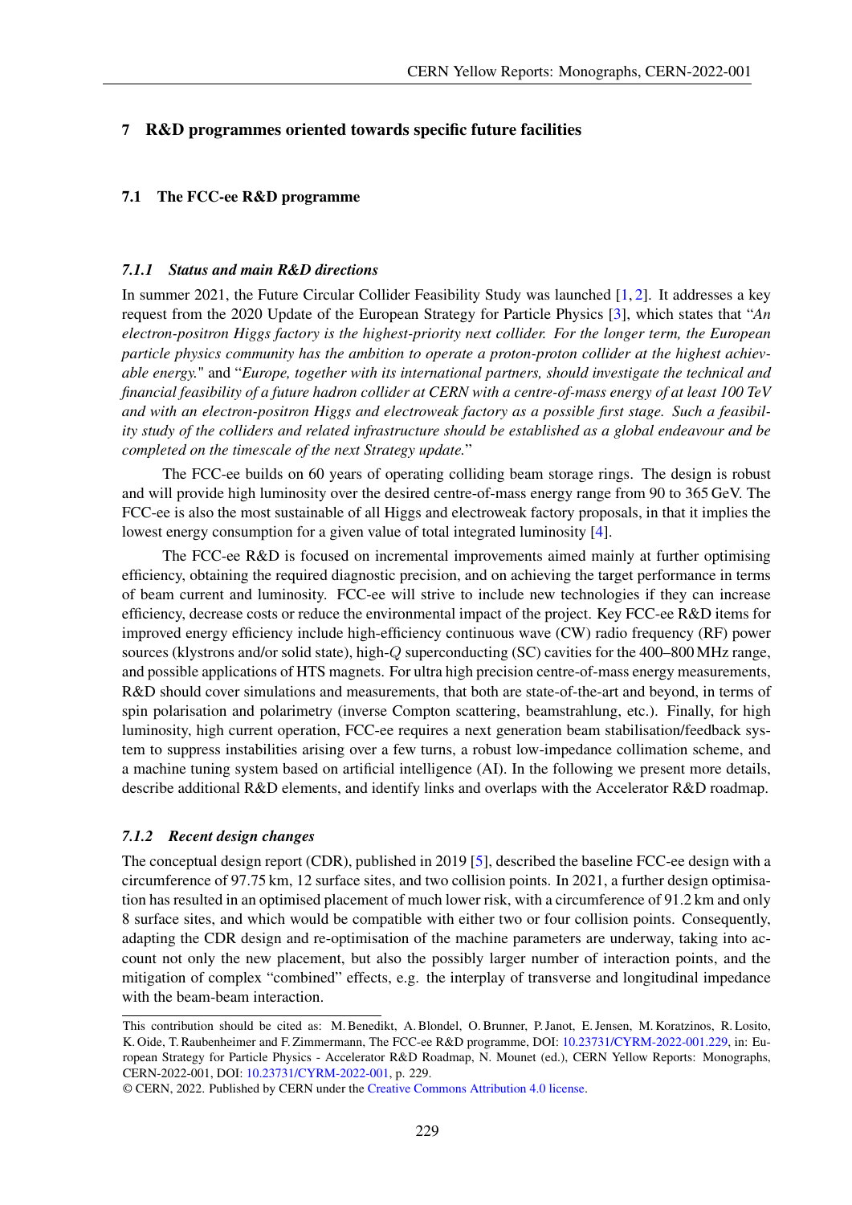# 7 R&D programmes oriented towards specific future facilities

## 7.1 The FCC-ee R&D programme

### *7.1.1 Status and main R&D directions*

In summer 2021, the Future Circular Collider Feasibility Study was launched [1, 2]. It addresses a key request from the 2020 Update of the European Strategy for Particle Physics [3], which states that "*An electron-positron Higgs factory is the highest-priority next collider. For the longer term, the European particle physics community has the ambition to operate a proton-proton collider at the highest achievable energy.*" and "*Europe, together with its international partners, should investigate the technical and financial feasibility of a future hadron collider at CERN with a centre-of-mass energy of at least 100 TeV and with an electron-positron Higgs and electroweak factory as a possible first stage. Such a feasibility study of the colliders and related infrastructure should be established as a global endeavour and be completed on the timescale of the next Strategy update.*"

The FCC-ee builds on 60 years of operating colliding beam storage rings. The design is robust and will provide high luminosity over the desired centre-of-mass energy range from 90 to 365 GeV. The FCC-ee is also the most sustainable of all Higgs and electroweak factory proposals, in that it implies the lowest energy consumption for a given value of total integrated luminosity [4].

The FCC-ee R&D is focused on incremental improvements aimed mainly at further optimising efficiency, obtaining the required diagnostic precision, and on achieving the target performance in terms of beam current and luminosity. FCC-ee will strive to include new technologies if they can increase efficiency, decrease costs or reduce the environmental impact of the project. Key FCC-ee R&D items for improved energy efficiency include high-efficiency continuous wave (CW) radio frequency (RF) power sources (klystrons and/or solid state), high-$Q$ superconducting (SC) cavities for the 400–800 MHz range, and possible applications of HTS magnets. For ultra high precision centre-of-mass energy measurements, R&D should cover simulations and measurements, that both are state-of-the-art and beyond, in terms of spin polarisation and polarimetry (inverse Compton scattering, beamstrahlung, etc.). Finally, for high luminosity, high current operation, FCC-ee requires a next generation beam stabilisation/feedback system to suppress instabilities arising over a few turns, a robust low-impedance collimation scheme, and a machine tuning system based on artificial intelligence (AI). In the following we present more details, describe additional R&D elements, and identify links and overlaps with the Accelerator R&D roadmap.

### *7.1.2 Recent design changes*

The conceptual design report (CDR), published in 2019 [5], described the baseline FCC-ee design with a circumference of 97.75 km, 12 surface sites, and two collision points. In 2021, a further design optimisation has resulted in an optimised placement of much lower risk, with a circumference of 91.2 km and only 8 surface sites, and which would be compatible with either two or four collision points. Consequently, adapting the CDR design and re-optimisation of the machine parameters are underway, taking into account not only the new placement, but also the possibly larger number of interaction points, and the mitigation of complex "combined" effects, e.g. the interplay of transverse and longitudinal impedance with the beam-beam interaction.

---

This contribution should be cited as: M. Benedikt, A. Blondel, O. Brunner, P. Janot, E. Jensen, M. Koratzinos, R. Losito, K. Oide, T. Raubenheimer and F. Zimmermann, The FCC-ee R&D programme, DOI: 10.23731/CYRM-2022-001.229, in: European Strategy for Particle Physics - Accelerator R&D Roadmap, N. Mounet (ed.), CERN Yellow Reports: Monographs, CERN-2022-001, DOI: 10.23731/CYRM-2022-001, p. 229.

© CERN, 2022. Published by CERN under the Creative Commons Attribution 4.0 license.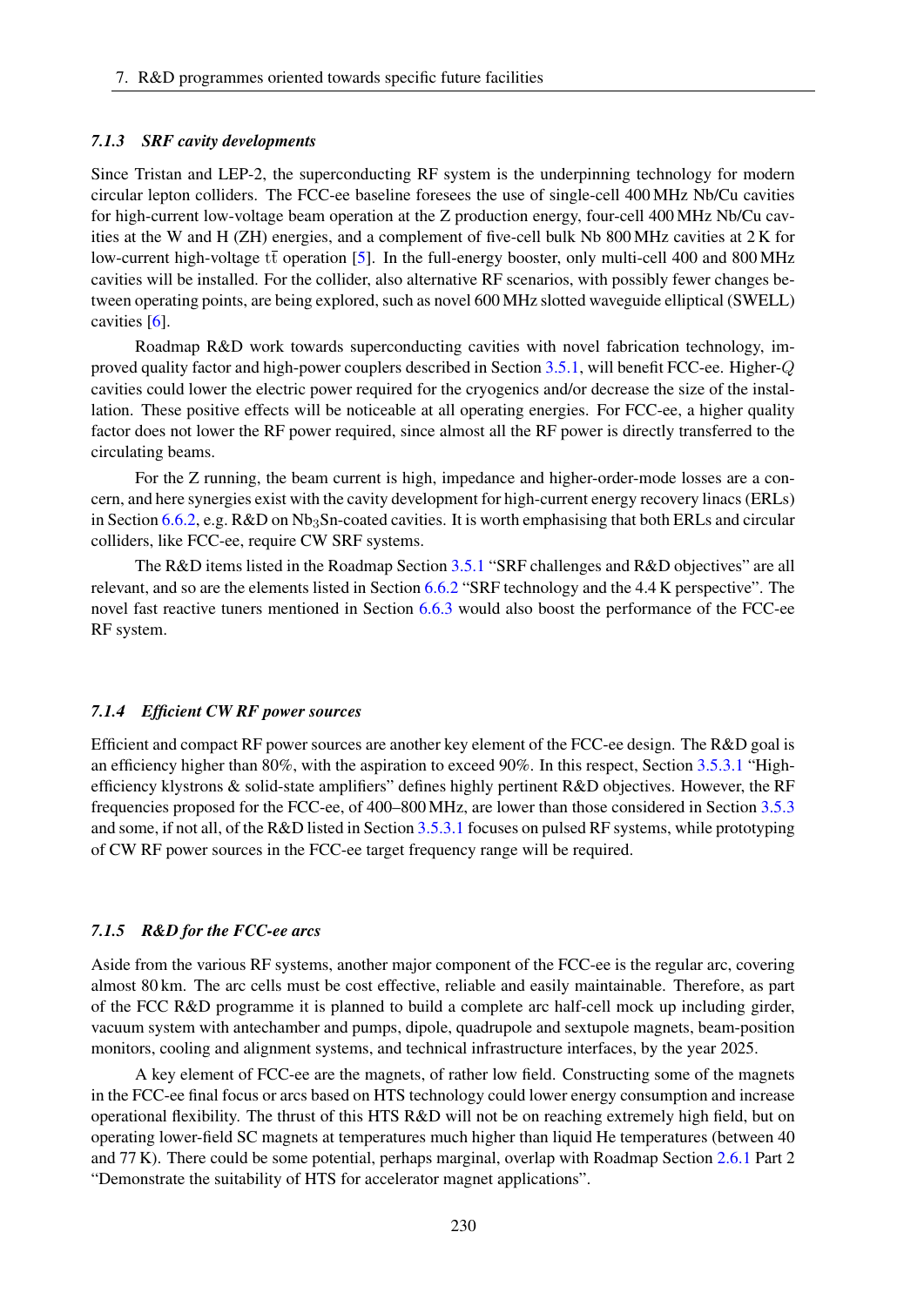### 7.1.3 SRF cavity developments

Since Tristan and LEP-2, the superconducting RF system is the underpinning technology for modern circular lepton colliders. The FCC-ee baseline foresees the use of single-cell 400 MHz Nb/Cu cavities for high-current low-voltage beam operation at the Z production energy, four-cell 400 MHz Nb/Cu cavities at the W and H (ZH) energies, and a complement of five-cell bulk Nb 800 MHz cavities at 2 K for low-current high-voltage $\mathrm{t\bar{t}}$ operation [5]. In the full-energy booster, only multi-cell 400 and 800 MHz cavities will be installed. For the collider, also alternative RF scenarios, with possibly fewer changes between operating points, are being explored, such as novel 600 MHz slotted waveguide elliptical (SWELL) cavities [6].

Roadmap R&D work towards superconducting cavities with novel fabrication technology, improved quality factor and high-power couplers described in Section 3.5.1, will benefit FCC-ee. Higher-$Q$ cavities could lower the electric power required for the cryogenics and/or decrease the size of the installation. These positive effects will be noticeable at all operating energies. For FCC-ee, a higher quality factor does not lower the RF power required, since almost all the RF power is directly transferred to the circulating beams.

For the Z running, the beam current is high, impedance and higher-order-mode losses are a concern, and here synergies exist with the cavity development for high-current energy recovery linacs (ERLs) in Section 6.6.2, e.g. R&D on $Nb_3Sn$-coated cavities. It is worth emphasising that both ERLs and circular colliders, like FCC-ee, require CW SRF systems.

The R&D items listed in the Roadmap Section 3.5.1 "SRF challenges and R&D objectives" are all relevant, and so are the elements listed in Section 6.6.2 "SRF technology and the 4.4 K perspective". The novel fast reactive tuners mentioned in Section 6.6.3 would also boost the performance of the FCC-ee RF system.

### 7.1.4 Efficient CW RF power sources

Efficient and compact RF power sources are another key element of the FCC-ee design. The R&D goal is an efficiency higher than 80%, with the aspiration to exceed 90%. In this respect, Section 3.5.3.1 "High-efficiency klystrons & solid-state amplifiers" defines highly pertinent R&D objectives. However, the RF frequencies proposed for the FCC-ee, of 400–800 MHz, are lower than those considered in Section 3.5.3 and some, if not all, of the R&D listed in Section 3.5.3.1 focuses on pulsed RF systems, while prototyping of CW RF power sources in the FCC-ee target frequency range will be required.

### 7.1.5 R&D for the FCC-ee arcs

Aside from the various RF systems, another major component of the FCC-ee is the regular arc, covering almost 80 km. The arc cells must be cost effective, reliable and easily maintainable. Therefore, as part of the FCC R&D programme it is planned to build a complete arc half-cell mock up including girder, vacuum system with antechamber and pumps, dipole, quadrupole and sextupole magnets, beam-position monitors, cooling and alignment systems, and technical infrastructure interfaces, by the year 2025.

A key element of FCC-ee are the magnets, of rather low field. Constructing some of the magnets in the FCC-ee final focus or arcs based on HTS technology could lower energy consumption and increase operational flexibility. The thrust of this HTS R&D will not be on reaching extremely high field, but on operating lower-field SC magnets at temperatures much higher than liquid He temperatures (between 40 and 77 K). There could be some potential, perhaps marginal, overlap with Roadmap Section 2.6.1 Part 2 "Demonstrate the suitability of HTS for accelerator magnet applications".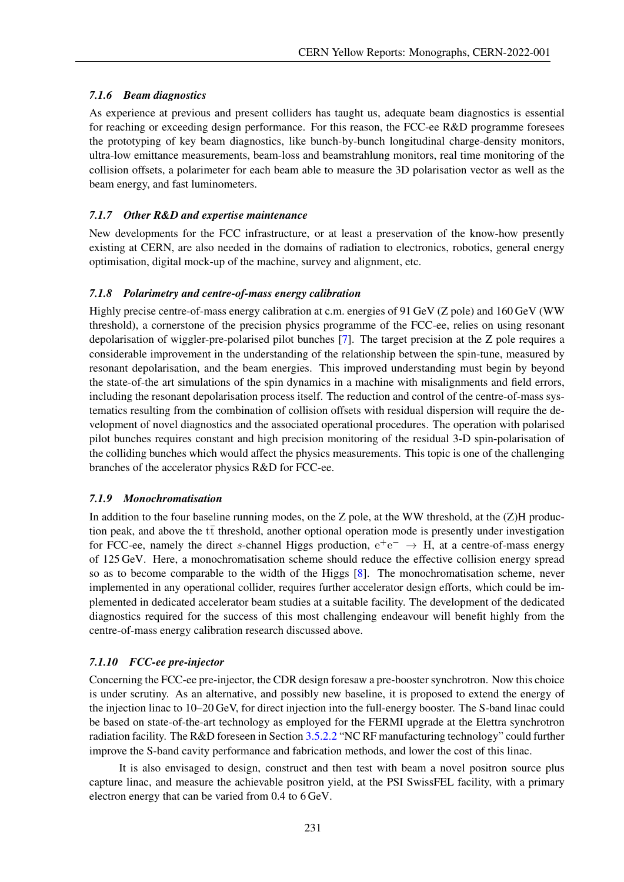#### *7.1.6 Beam diagnostics*

As experience at previous and present colliders has taught us, adequate beam diagnostics is essential for reaching or exceeding design performance. For this reason, the FCC-ee R&D programme foresees the prototyping of key beam diagnostics, like bunch-by-bunch longitudinal charge-density monitors, ultra-low emittance measurements, beam-loss and beamstrahlung monitors, real time monitoring of the collision offsets, a polarimeter for each beam able to measure the 3D polarisation vector as well as the beam energy, and fast luminometers.

#### *7.1.7 Other R&D and expertise maintenance*

New developments for the FCC infrastructure, or at least a preservation of the know-how presently existing at CERN, are also needed in the domains of radiation to electronics, robotics, general energy optimisation, digital mock-up of the machine, survey and alignment, etc.

#### *7.1.8 Polarimetry and centre-of-mass energy calibration*

Highly precise centre-of-mass energy calibration at c.m. energies of 91 GeV (Z pole) and 160 GeV (WW threshold), a cornerstone of the precision physics programme of the FCC-ee, relies on using resonant depolarisation of wiggler-pre-polarised pilot bunches [7]. The target precision at the Z pole requires a considerable improvement in the understanding of the relationship between the spin-tune, measured by resonant depolarisation, and the beam energies. This improved understanding must begin by beyond the state-of-the art simulations of the spin dynamics in a machine with misalignments and field errors, including the resonant depolarisation process itself. The reduction and control of the centre-of-mass systematics resulting from the combination of collision offsets with residual dispersion will require the development of novel diagnostics and the associated operational procedures. The operation with polarised pilot bunches requires constant and high precision monitoring of the residual 3-D spin-polarisation of the colliding bunches which would affect the physics measurements. This topic is one of the challenging branches of the accelerator physics R&D for FCC-ee.

#### *7.1.9 Monochromatisation*

In addition to the four baseline running modes, on the Z pole, at the WW threshold, at the (Z)H production peak, and above the $t\bar{t}$ threshold, another optional operation mode is presently under investigation for FCC-ee, namely the direct $s$-channel Higgs production, $e^+e^- \rightarrow H$, at a centre-of-mass energy of 125 GeV. Here, a monochromatisation scheme should reduce the effective collision energy spread so as to become comparable to the width of the Higgs [8]. The monochromatisation scheme, never implemented in any operational collider, requires further accelerator design efforts, which could be implemented in dedicated accelerator beam studies at a suitable facility. The development of the dedicated diagnostics required for the success of this most challenging endeavour will benefit highly from the centre-of-mass energy calibration research discussed above.

#### *7.1.10 FCC-ee pre-injector*

Concerning the FCC-ee pre-injector, the CDR design foresaw a pre-booster synchrotron. Now this choice is under scrutiny. As an alternative, and possibly new baseline, it is proposed to extend the energy of the injection linac to 10–20 GeV, for direct injection into the full-energy booster. The S-band linac could be based on state-of-the-art technology as employed for the FERMI upgrade at the Elettra synchrotron radiation facility. The R&D foreseen in Section 3.5.2.2 "NC RF manufacturing technology" could further improve the S-band cavity performance and fabrication methods, and lower the cost of this linac.

It is also envisaged to design, construct and then test with beam a novel positron source plus capture linac, and measure the achievable positron yield, at the PSI SwissFEL facility, with a primary electron energy that can be varied from 0.4 to 6 GeV.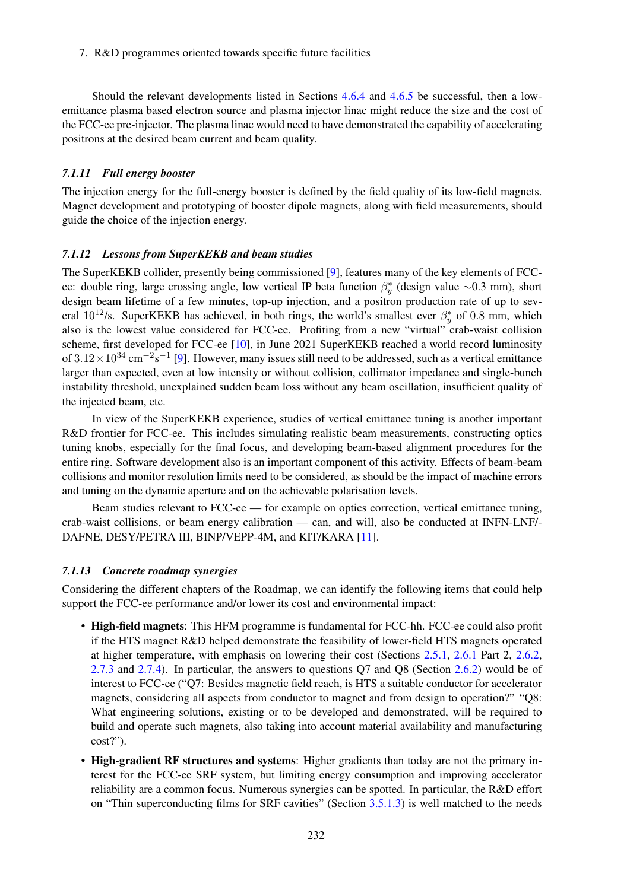Should the relevant developments listed in Sections 4.6.4 and 4.6.5 be successful, then a low-emittance plasma based electron source and plasma injector linac might reduce the size and the cost of the FCC-ee pre-injector. The plasma linac would need to have demonstrated the capability of accelerating positrons at the desired beam current and beam quality.

### *7.1.11 Full energy booster*

The injection energy for the full-energy booster is defined by the field quality of its low-field magnets. Magnet development and prototyping of booster dipole magnets, along with field measurements, should guide the choice of the injection energy.

### *7.1.12 Lessons from SuperKEKB and beam studies*

The SuperKEKB collider, presently being commissioned [9], features many of the key elements of FCC-ee: double ring, large crossing angle, low vertical IP beta function $\beta_y^*$ (design value $\sim$0.3 mm), short design beam lifetime of a few minutes, top-up injection, and a positron production rate of up to several $10^{12}$/s. SuperKEKB has achieved, in both rings, the world's smallest ever $\beta_y^*$ of 0.8 mm, which also is the lowest value considered for FCC-ee. Profiting from a new "virtual" crab-waist collision scheme, first developed for FCC-ee [10], in June 2021 SuperKEKB reached a world record luminosity of $3.12 \times 10^{34}$ cm$^{-2}$s$^{-1}$ [9]. However, many issues still need to be addressed, such as a vertical emittance larger than expected, even at low intensity or without collision, collimator impedance and single-bunch instability threshold, unexplained sudden beam loss without any beam oscillation, insufficient quality of the injected beam, etc.

In view of the SuperKEKB experience, studies of vertical emittance tuning is another important R&D frontier for FCC-ee. This includes simulating realistic beam measurements, constructing optics tuning knobs, especially for the final focus, and developing beam-based alignment procedures for the entire ring. Software development also is an important component of this activity. Effects of beam-beam collisions and monitor resolution limits need to be considered, as should be the impact of machine errors and tuning on the dynamic aperture and on the achievable polarisation levels.

Beam studies relevant to FCC-ee — for example on optics correction, vertical emittance tuning, crab-waist collisions, or beam energy calibration — can, and will, also be conducted at INFN-LNF/-DAFNE, DESY/PETRA III, BINP/VEPP-4M, and KIT/KARA [11].

### *7.1.13 Concrete roadmap synergies*

Considering the different chapters of the Roadmap, we can identify the following items that could help support the FCC-ee performance and/or lower its cost and environmental impact:

- **High-field magnets**: This HFM programme is fundamental for FCC-hh. FCC-ee could also profit if the HTS magnet R&D helped demonstrate the feasibility of lower-field HTS magnets operated at higher temperature, with emphasis on lowering their cost (Sections 2.5.1, 2.6.1 Part 2, 2.6.2, 2.7.3 and 2.7.4). In particular, the answers to questions Q7 and Q8 (Section 2.6.2) would be of interest to FCC-ee ("Q7: Besides magnetic field reach, is HTS a suitable conductor for accelerator magnets, considering all aspects from conductor to magnet and from design to operation?" "Q8: What engineering solutions, existing or to be developed and demonstrated, will be required to build and operate such magnets, also taking into account material availability and manufacturing cost?").
- **High-gradient RF structures and systems**: Higher gradients than today are not the primary interest for the FCC-ee SRF system, but limiting energy consumption and improving accelerator reliability are a common focus. Numerous synergies can be spotted. In particular, the R&D effort on "Thin superconducting films for SRF cavities" (Section 3.5.1.3) is well matched to the needs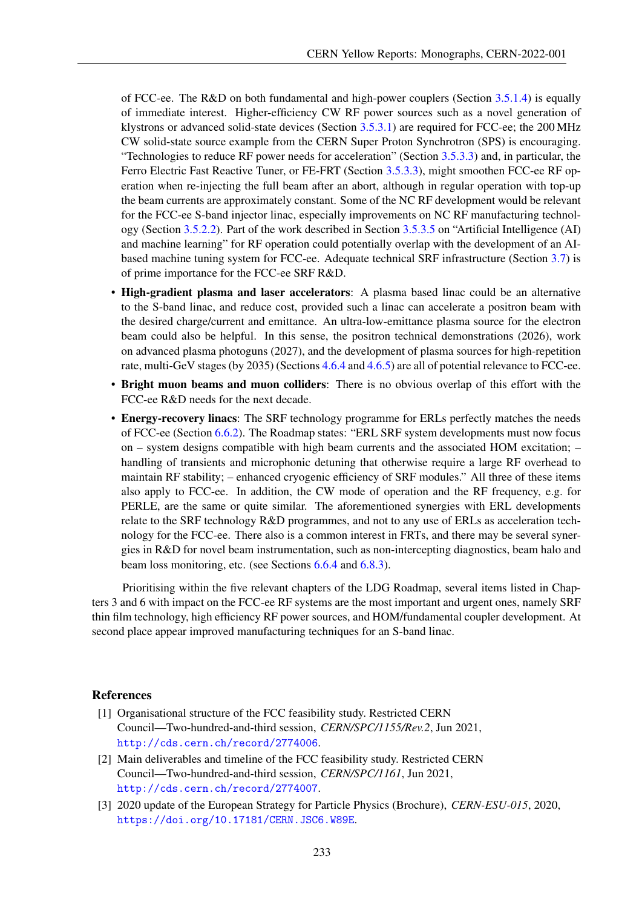of FCC-ee. The R&D on both fundamental and high-power couplers (Section 3.5.1.4) is equally of immediate interest. Higher-efficiency CW RF power sources such as a novel generation of klystrons or advanced solid-state devices (Section 3.5.3.1) are required for FCC-ee; the 200 MHz CW solid-state source example from the CERN Super Proton Synchrotron (SPS) is encouraging. "Technologies to reduce RF power needs for acceleration" (Section 3.5.3.3) and, in particular, the Ferro Electric Fast Reactive Tuner, or FE-FRT (Section 3.5.3.3), might smoothen FCC-ee RF operation when re-injecting the full beam after an abort, although in regular operation with top-up the beam currents are approximately constant. Some of the NC RF development would be relevant for the FCC-ee S-band injector linac, especially improvements on NC RF manufacturing technology (Section 3.5.2.2). Part of the work described in Section 3.5.3.5 on "Artificial Intelligence (AI) and machine learning" for RF operation could potentially overlap with the development of an AI-based machine tuning system for FCC-ee. Adequate technical SRF infrastructure (Section 3.7) is of prime importance for the FCC-ee SRF R&D.

- **High-gradient plasma and laser accelerators**: A plasma based linac could be an alternative to the S-band linac, and reduce cost, provided such a linac can accelerate a positron beam with the desired charge/current and emittance. An ultra-low-emittance plasma source for the electron beam could also be helpful. In this sense, the positron technical demonstrations (2026), work on advanced plasma photoguns (2027), and the development of plasma sources for high-repetition rate, multi-GeV stages (by 2035) (Sections 4.6.4 and 4.6.5) are all of potential relevance to FCC-ee.
- **Bright muon beams and muon colliders**: There is no obvious overlap of this effort with the FCC-ee R&D needs for the next decade.
- **Energy-recovery linacs**: The SRF technology programme for ERLs perfectly matches the needs of FCC-ee (Section 6.6.2). The Roadmap states: "ERL SRF system developments must now focus on – system designs compatible with high beam currents and the associated HOM excitation; – handling of transients and microphonic detuning that otherwise require a large RF overhead to maintain RF stability; – enhanced cryogenic efficiency of SRF modules." All three of these items also apply to FCC-ee. In addition, the CW mode of operation and the RF frequency, e.g. for PERLE, are the same or quite similar. The aforementioned synergies with ERL developments relate to the SRF technology R&D programmes, and not to any use of ERLs as acceleration technology for the FCC-ee. There also is a common interest in FRTs, and there may be several synergies in R&D for novel beam instrumentation, such as non-intercepting diagnostics, beam halo and beam loss monitoring, etc. (see Sections 6.6.4 and 6.8.3).

Prioritising within the five relevant chapters of the LDG Roadmap, several items listed in Chapters 3 and 6 with impact on the FCC-ee RF systems are the most important and urgent ones, namely SRF thin film technology, high efficiency RF power sources, and HOM/fundamental coupler development. At second place appear improved manufacturing techniques for an S-band linac.

## References

[1] Organisational structure of the FCC feasibility study. Restricted CERN Council—Two-hundred-and-third session, *CERN/SPC/1155/Rev.2*, Jun 2021, http://cds.cern.ch/record/2774006.

[2] Main deliverables and timeline of the FCC feasibility study. Restricted CERN Council—Two-hundred-and-third session, *CERN/SPC/1161*, Jun 2021, http://cds.cern.ch/record/2774007.

[3] 2020 update of the European Strategy for Particle Physics (Brochure), *CERN-ESU-015*, 2020, https://doi.org/10.17181/CERN.JSC6.W89E.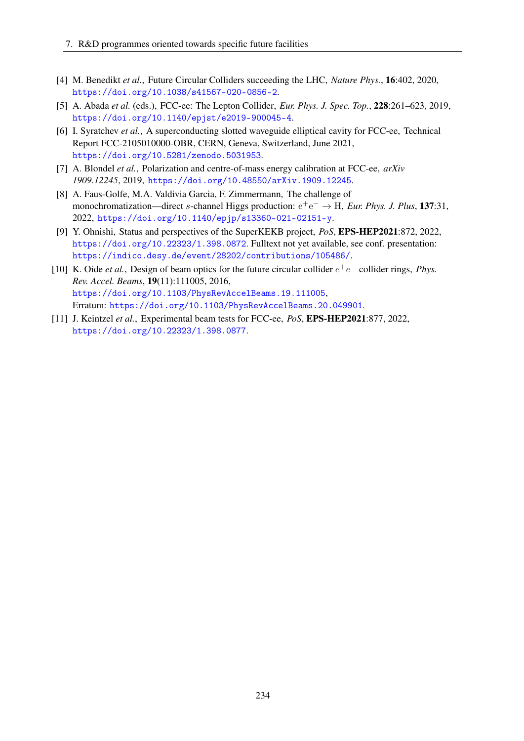[4] M. Benedikt *et al.*, Future Circular Colliders succeeding the LHC, *Nature Phys.*, **16**:402, 2020, https://doi.org/10.1038/s41567-020-0856-2.

[5] A. Abada *et al.* (eds.), FCC-ee: The Lepton Collider, *Eur. Phys. J. Spec. Top.*, **228**:261–623, 2019, https://doi.org/10.1140/epjst/e2019-900045-4.

[6] I. Syratchev *et al.*, A superconducting slotted waveguide elliptical cavity for FCC-ee, Technical Report FCC-2105010000-OBR, CERN, Geneva, Switzerland, June 2021, https://doi.org/10.5281/zenodo.5031953.

[7] A. Blondel *et al.*, Polarization and centre-of-mass energy calibration at FCC-ee, *arXiv 1909.12245*, 2019, https://doi.org/10.48550/arXiv.1909.12245.

[8] A. Faus-Golfe, M.A. Valdivia Garcia, F. Zimmermann, The challenge of monochromatization—direct $s$-channel Higgs production: $\mathrm{e^+e^-} \rightarrow \mathrm{H}$, *Eur. Phys. J. Plus*, **137**:31, 2022, https://doi.org/10.1140/epjp/s13360-021-02151-y.

[9] Y. Ohnishi, Status and perspectives of the SuperKEKB project, *PoS*, **EPS-HEP2021**:872, 2022, https://doi.org/10.22323/1.398.0872. Fulltext not yet available, see conf. presentation: https://indico.desy.de/event/28202/contributions/105486/.

[10] K. Oide *et al.*, Design of beam optics for the future circular collider $e^+e^-$ collider rings, *Phys. Rev. Accel. Beams*, **19**(11):111005, 2016, https://doi.org/10.1103/PhysRevAccelBeams.19.111005, Erratum: https://doi.org/10.1103/PhysRevAccelBeams.20.049901.

[11] J. Keintzel *et al.*, Experimental beam tests for FCC-ee, *PoS*, **EPS-HEP2021**:877, 2022, https://doi.org/10.22323/1.398.0877.